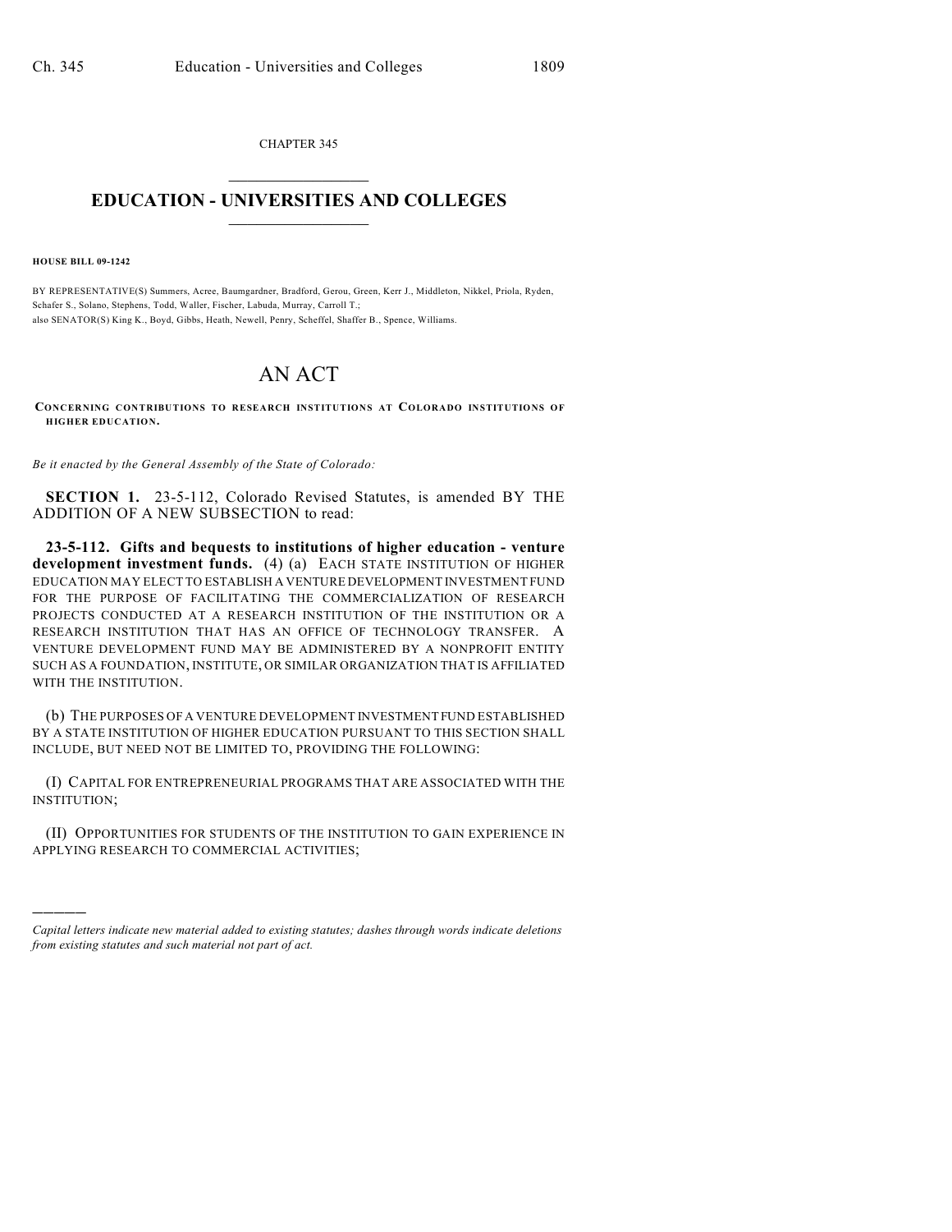CHAPTER 345

# EDUCATION - UNIVERSITIES AND COLLEGES

**HOUSE BILL 09-1242**

BY REPRESENTATIVE(S) Summers, Acree, Baumgardner, Bradford, Gerou, Green, Kerr J., Middleton, Nikkel, Priola, Ryden, Schafer S., Solano, Stephens, Todd, Waller, Fischer, Labuda, Murray, Carroll T.;
also SENATOR(S) King K., Boyd, Gibbs, Heath, Newell, Penry, Scheffel, Shaffer B., Spence, Williams.

# AN ACT

**CONCERNING CONTRIBUTIONS TO RESEARCH INSTITUTIONS AT COLORADO INSTITUTIONS OF HIGHER EDUCATION.**

*Be it enacted by the General Assembly of the State of Colorado:*

**SECTION 1.** 23-5-112, Colorado Revised Statutes, is amended BY THE ADDITION OF A NEW SUBSECTION to read:

**23-5-112. Gifts and bequests to institutions of higher education - venture development investment funds.** (4) (a) EACH STATE INSTITUTION OF HIGHER EDUCATION MAY ELECT TO ESTABLISH A VENTURE DEVELOPMENT INVESTMENT FUND FOR THE PURPOSE OF FACILITATING THE COMMERCIALIZATION OF RESEARCH PROJECTS CONDUCTED AT A RESEARCH INSTITUTION OF THE INSTITUTION OR A RESEARCH INSTITUTION THAT HAS AN OFFICE OF TECHNOLOGY TRANSFER. A VENTURE DEVELOPMENT FUND MAY BE ADMINISTERED BY A NONPROFIT ENTITY SUCH AS A FOUNDATION, INSTITUTE, OR SIMILAR ORGANIZATION THAT IS AFFILIATED WITH THE INSTITUTION.

(b) THE PURPOSES OF A VENTURE DEVELOPMENT INVESTMENT FUND ESTABLISHED BY A STATE INSTITUTION OF HIGHER EDUCATION PURSUANT TO THIS SECTION SHALL INCLUDE, BUT NEED NOT BE LIMITED TO, PROVIDING THE FOLLOWING:

(I) CAPITAL FOR ENTREPRENEURIAL PROGRAMS THAT ARE ASSOCIATED WITH THE INSTITUTION;

(II) OPPORTUNITIES FOR STUDENTS OF THE INSTITUTION TO GAIN EXPERIENCE IN APPLYING RESEARCH TO COMMERCIAL ACTIVITIES;

---

*Capital letters indicate new material added to existing statutes; dashes through words indicate deletions from existing statutes and such material not part of act.*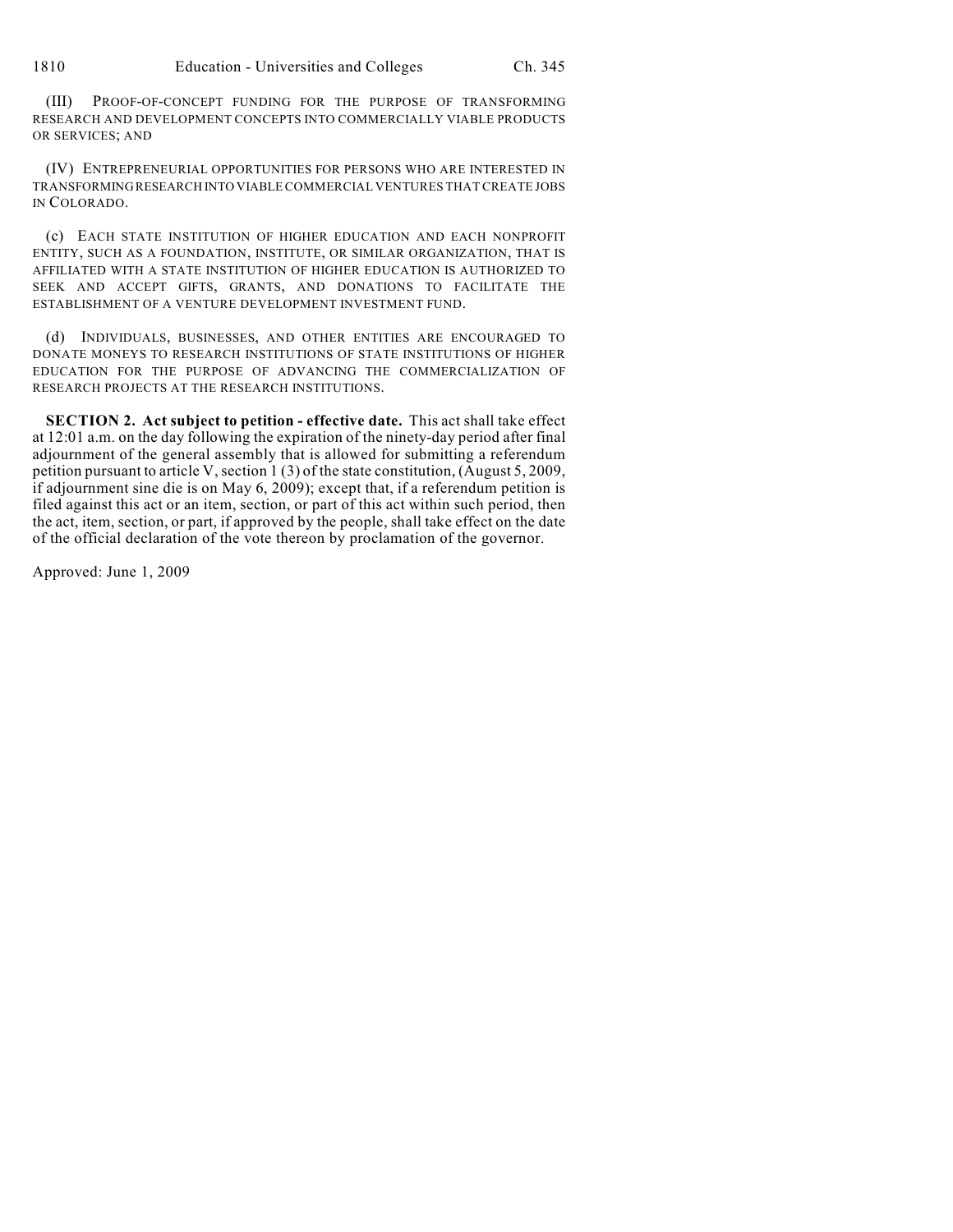(III) PROOF-OF-CONCEPT FUNDING FOR THE PURPOSE OF TRANSFORMING RESEARCH AND DEVELOPMENT CONCEPTS INTO COMMERCIALLY VIABLE PRODUCTS OR SERVICES; AND

(IV) ENTREPRENEURIAL OPPORTUNITIES FOR PERSONS WHO ARE INTERESTED IN TRANSFORMING RESEARCH INTO VIABLE COMMERCIAL VENTURES THAT CREATE JOBS IN COLORADO.

(c) EACH STATE INSTITUTION OF HIGHER EDUCATION AND EACH NONPROFIT ENTITY, SUCH AS A FOUNDATION, INSTITUTE, OR SIMILAR ORGANIZATION, THAT IS AFFILIATED WITH A STATE INSTITUTION OF HIGHER EDUCATION IS AUTHORIZED TO SEEK AND ACCEPT GIFTS, GRANTS, AND DONATIONS TO FACILITATE THE ESTABLISHMENT OF A VENTURE DEVELOPMENT INVESTMENT FUND.

(d) INDIVIDUALS, BUSINESSES, AND OTHER ENTITIES ARE ENCOURAGED TO DONATE MONEYS TO RESEARCH INSTITUTIONS OF STATE INSTITUTIONS OF HIGHER EDUCATION FOR THE PURPOSE OF ADVANCING THE COMMERCIALIZATION OF RESEARCH PROJECTS AT THE RESEARCH INSTITUTIONS.

**SECTION 2. Act subject to petition - effective date.** This act shall take effect at 12:01 a.m. on the day following the expiration of the ninety-day period after final adjournment of the general assembly that is allowed for submitting a referendum petition pursuant to article V, section 1 (3) of the state constitution, (August 5, 2009, if adjournment sine die is on May 6, 2009); except that, if a referendum petition is filed against this act or an item, section, or part of this act within such period, then the act, item, section, or part, if approved by the people, shall take effect on the date of the official declaration of the vote thereon by proclamation of the governor.

Approved: June 1, 2009